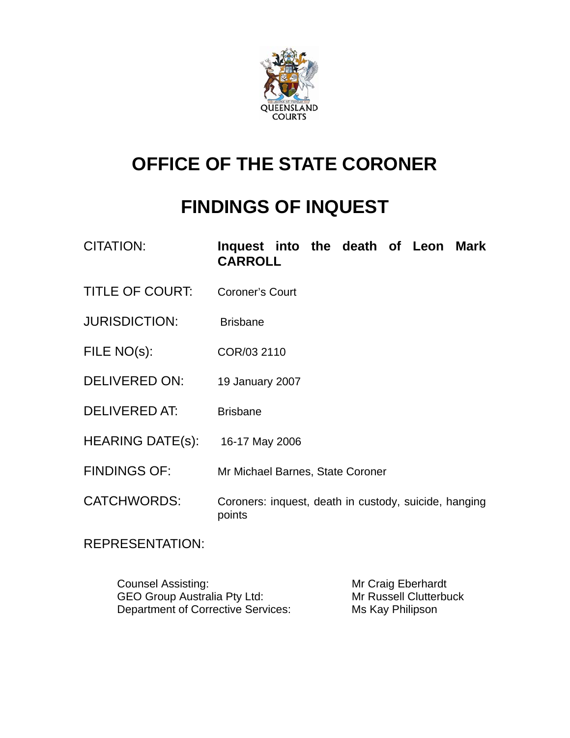QUEENSLAND COURTS

# OFFICE OF THE STATE CORONER

# FINDINGS OF INQUEST

| | |
|---|---|
| CITATION: | **Inquest into the death of Leon Mark CARROLL** |
| TITLE OF COURT: | Coroner's Court |
| JURISDICTION: | Brisbane |
| FILE NO(s): | COR/03 2110 |
| DELIVERED ON: | 19 January 2007 |
| DELIVERED AT: | Brisbane |
| HEARING DATE(s): | 16-17 May 2006 |
| FINDINGS OF: | Mr Michael Barnes, State Coroner |
| CATCHWORDS: | Coroners: inquest, death in custody, suicide, hanging points |

REPRESENTATION:

| | |
|---|---|
| Counsel Assisting: | Mr Craig Eberhardt |
| GEO Group Australia Pty Ltd: | Mr Russell Clutterbuck |
| Department of Corrective Services: | Ms Kay Philipson |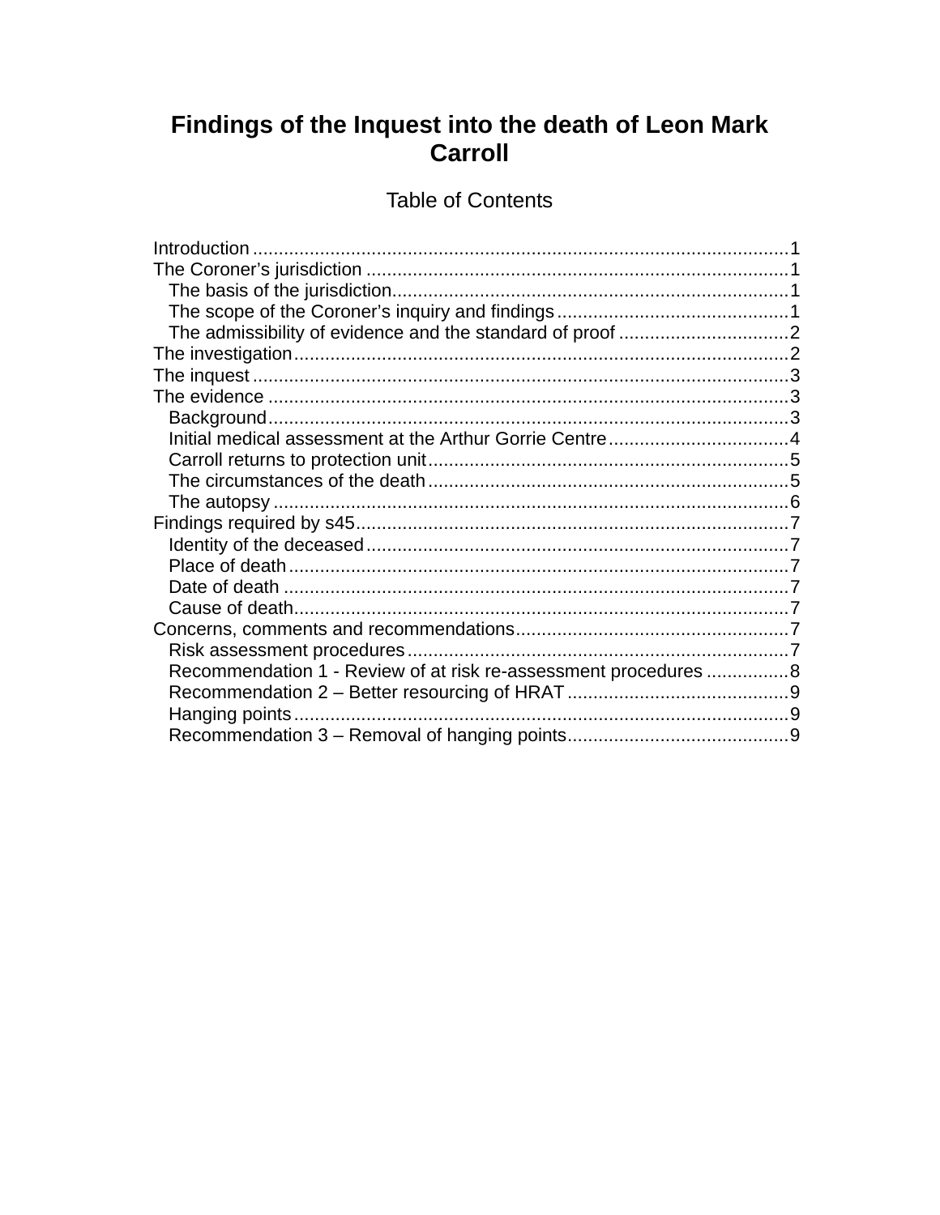# Findings of the Inquest into the death of Leon Mark Carroll

## Table of Contents

- Introduction ........................................................................................................1
- The Coroner's jurisdiction ..................................................................................1
  - The basis of the jurisdiction.............................................................................1
  - The scope of the Coroner's inquiry and findings.............................................1
  - The admissibility of evidence and the standard of proof .................................2
- The investigation.................................................................................................2
- The inquest ........................................................................................................3
- The evidence .....................................................................................................3
  - Background.....................................................................................................3
  - Initial medical assessment at the Arthur Gorrie Centre...................................4
  - Carroll returns to protection unit......................................................................5
  - The circumstances of the death ......................................................................5
  - The autopsy ....................................................................................................6
- Findings required by s45....................................................................................7
  - Identity of the deceased..................................................................................7
  - Place of death .................................................................................................7
  - Date of death ..................................................................................................7
  - Cause of death................................................................................................7
- Concerns, comments and recommendations.....................................................7
  - Risk assessment procedures ..........................................................................7
  - Recommendation 1 - Review of at risk re-assessment procedures ................8
  - Recommendation 2 – Better resourcing of HRAT ...........................................9
  - Hanging points ................................................................................................9
  - Recommendation 3 – Removal of hanging points...........................................9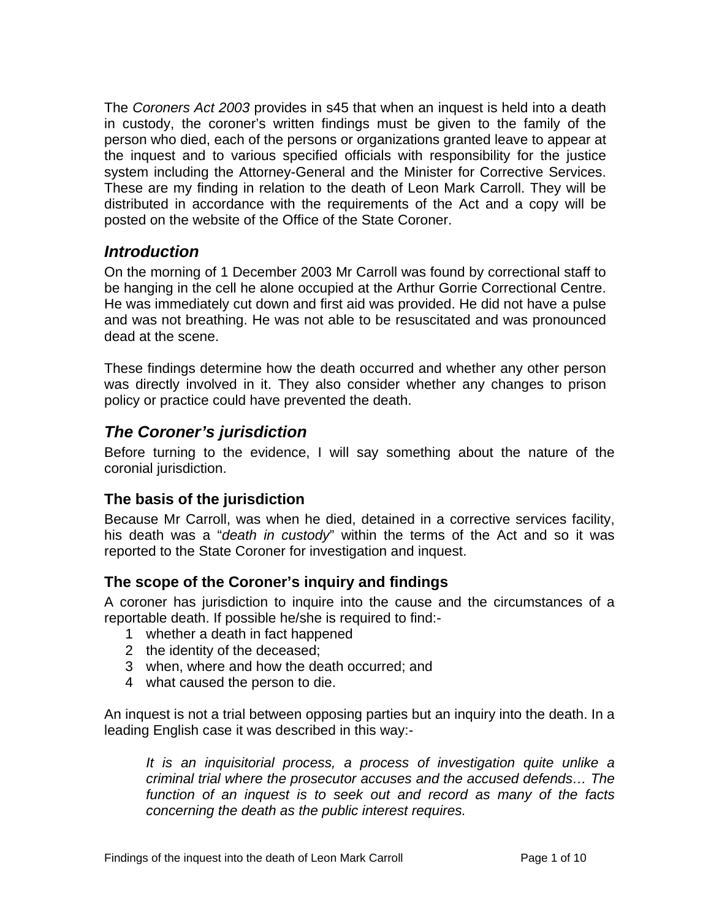The *Coroners Act 2003* provides in s45 that when an inquest is held into a death in custody, the coroner's written findings must be given to the family of the person who died, each of the persons or organizations granted leave to appear at the inquest and to various specified officials with responsibility for the justice system including the Attorney-General and the Minister for Corrective Services. These are my finding in relation to the death of Leon Mark Carroll. They will be distributed in accordance with the requirements of the Act and a copy will be posted on the website of the Office of the State Coroner.

## *Introduction*

On the morning of 1 December 2003 Mr Carroll was found by correctional staff to be hanging in the cell he alone occupied at the Arthur Gorrie Correctional Centre. He was immediately cut down and first aid was provided. He did not have a pulse and was not breathing. He was not able to be resuscitated and was pronounced dead at the scene.

These findings determine how the death occurred and whether any other person was directly involved in it. They also consider whether any changes to prison policy or practice could have prevented the death.

## *The Coroner's jurisdiction*

Before turning to the evidence, I will say something about the nature of the coronial jurisdiction.

### The basis of the jurisdiction

Because Mr Carroll, was when he died, detained in a corrective services facility, his death was a "*death in custody*" within the terms of the Act and so it was reported to the State Coroner for investigation and inquest.

### The scope of the Coroner's inquiry and findings

A coroner has jurisdiction to inquire into the cause and the circumstances of a reportable death. If possible he/she is required to find:-

1. whether a death in fact happened
2. the identity of the deceased;
3. when, where and how the death occurred; and
4. what caused the person to die.

An inquest is not a trial between opposing parties but an inquiry into the death. In a leading English case it was described in this way:-

> *It is an inquisitorial process, a process of investigation quite unlike a criminal trial where the prosecutor accuses and the accused defends… The function of an inquest is to seek out and record as many of the facts concerning the death as the public interest requires.*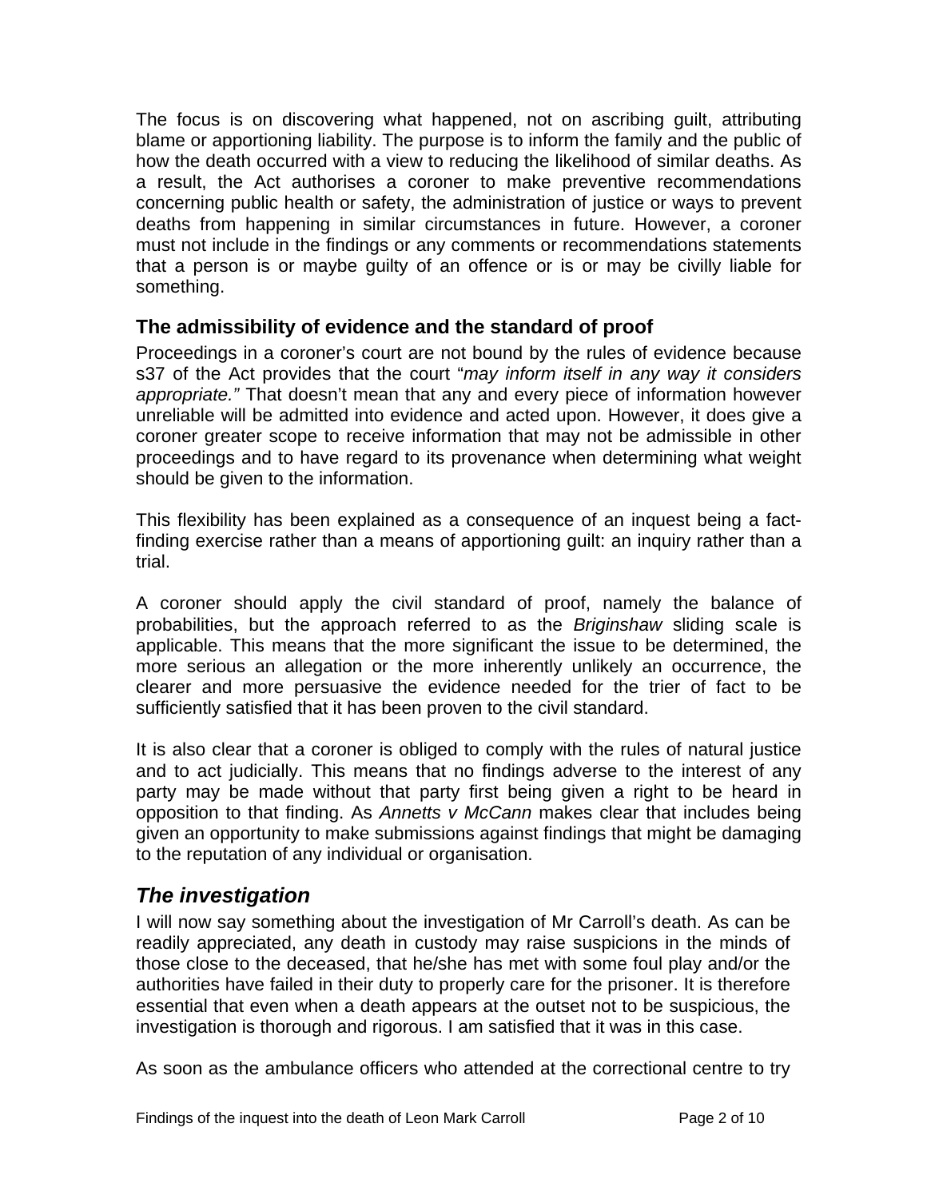The focus is on discovering what happened, not on ascribing guilt, attributing blame or apportioning liability. The purpose is to inform the family and the public of how the death occurred with a view to reducing the likelihood of similar deaths. As a result, the Act authorises a coroner to make preventive recommendations concerning public health or safety, the administration of justice or ways to prevent deaths from happening in similar circumstances in future. However, a coroner must not include in the findings or any comments or recommendations statements that a person is or maybe guilty of an offence or is or may be civilly liable for something.

### The admissibility of evidence and the standard of proof

Proceedings in a coroner's court are not bound by the rules of evidence because s37 of the Act provides that the court "*may inform itself in any way it considers appropriate."* That doesn't mean that any and every piece of information however unreliable will be admitted into evidence and acted upon. However, it does give a coroner greater scope to receive information that may not be admissible in other proceedings and to have regard to its provenance when determining what weight should be given to the information.

This flexibility has been explained as a consequence of an inquest being a fact-finding exercise rather than a means of apportioning guilt: an inquiry rather than a trial.

A coroner should apply the civil standard of proof, namely the balance of probabilities, but the approach referred to as the *Briginshaw* sliding scale is applicable. This means that the more significant the issue to be determined, the more serious an allegation or the more inherently unlikely an occurrence, the clearer and more persuasive the evidence needed for the trier of fact to be sufficiently satisfied that it has been proven to the civil standard.

It is also clear that a coroner is obliged to comply with the rules of natural justice and to act judicially. This means that no findings adverse to the interest of any party may be made without that party first being given a right to be heard in opposition to that finding. As *Annetts v McCann* makes clear that includes being given an opportunity to make submissions against findings that might be damaging to the reputation of any individual or organisation.

## *The investigation*

I will now say something about the investigation of Mr Carroll's death. As can be readily appreciated, any death in custody may raise suspicions in the minds of those close to the deceased, that he/she has met with some foul play and/or the authorities have failed in their duty to properly care for the prisoner. It is therefore essential that even when a death appears at the outset not to be suspicious, the investigation is thorough and rigorous. I am satisfied that it was in this case.

As soon as the ambulance officers who attended at the correctional centre to try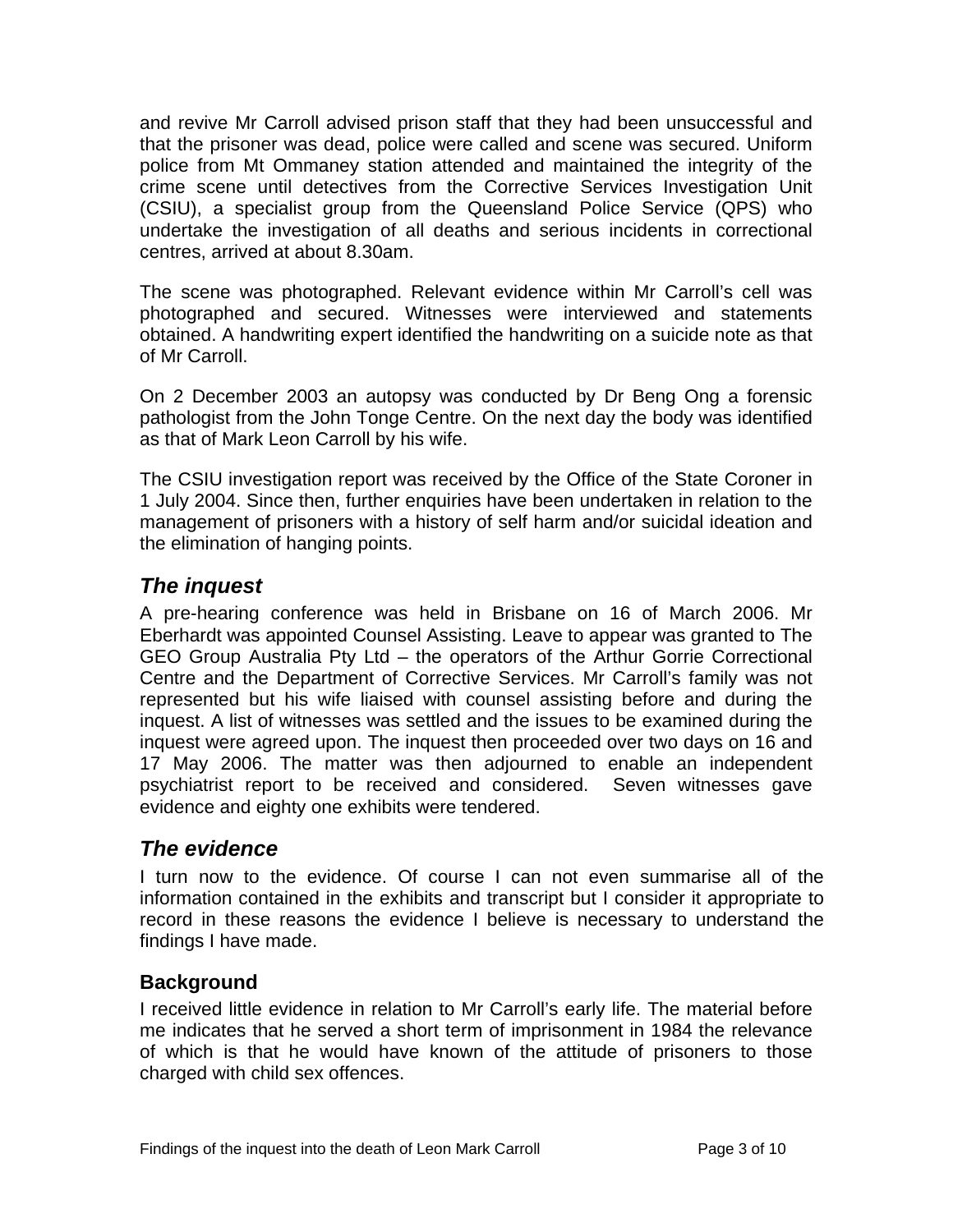and revive Mr Carroll advised prison staff that they had been unsuccessful and that the prisoner was dead, police were called and scene was secured. Uniform police from Mt Ommaney station attended and maintained the integrity of the crime scene until detectives from the Corrective Services Investigation Unit (CSIU), a specialist group from the Queensland Police Service (QPS) who undertake the investigation of all deaths and serious incidents in correctional centres, arrived at about 8.30am.

The scene was photographed. Relevant evidence within Mr Carroll's cell was photographed and secured. Witnesses were interviewed and statements obtained. A handwriting expert identified the handwriting on a suicide note as that of Mr Carroll.

On 2 December 2003 an autopsy was conducted by Dr Beng Ong a forensic pathologist from the John Tonge Centre. On the next day the body was identified as that of Mark Leon Carroll by his wife.

The CSIU investigation report was received by the Office of the State Coroner in 1 July 2004. Since then, further enquiries have been undertaken in relation to the management of prisoners with a history of self harm and/or suicidal ideation and the elimination of hanging points.

## *The inquest*

A pre-hearing conference was held in Brisbane on 16 of March 2006. Mr Eberhardt was appointed Counsel Assisting. Leave to appear was granted to The GEO Group Australia Pty Ltd – the operators of the Arthur Gorrie Correctional Centre and the Department of Corrective Services. Mr Carroll's family was not represented but his wife liaised with counsel assisting before and during the inquest. A list of witnesses was settled and the issues to be examined during the inquest were agreed upon. The inquest then proceeded over two days on 16 and 17 May 2006. The matter was then adjourned to enable an independent psychiatrist report to be received and considered. Seven witnesses gave evidence and eighty one exhibits were tendered.

## *The evidence*

I turn now to the evidence. Of course I can not even summarise all of the information contained in the exhibits and transcript but I consider it appropriate to record in these reasons the evidence I believe is necessary to understand the findings I have made.

### Background

I received little evidence in relation to Mr Carroll's early life. The material before me indicates that he served a short term of imprisonment in 1984 the relevance of which is that he would have known of the attitude of prisoners to those charged with child sex offences.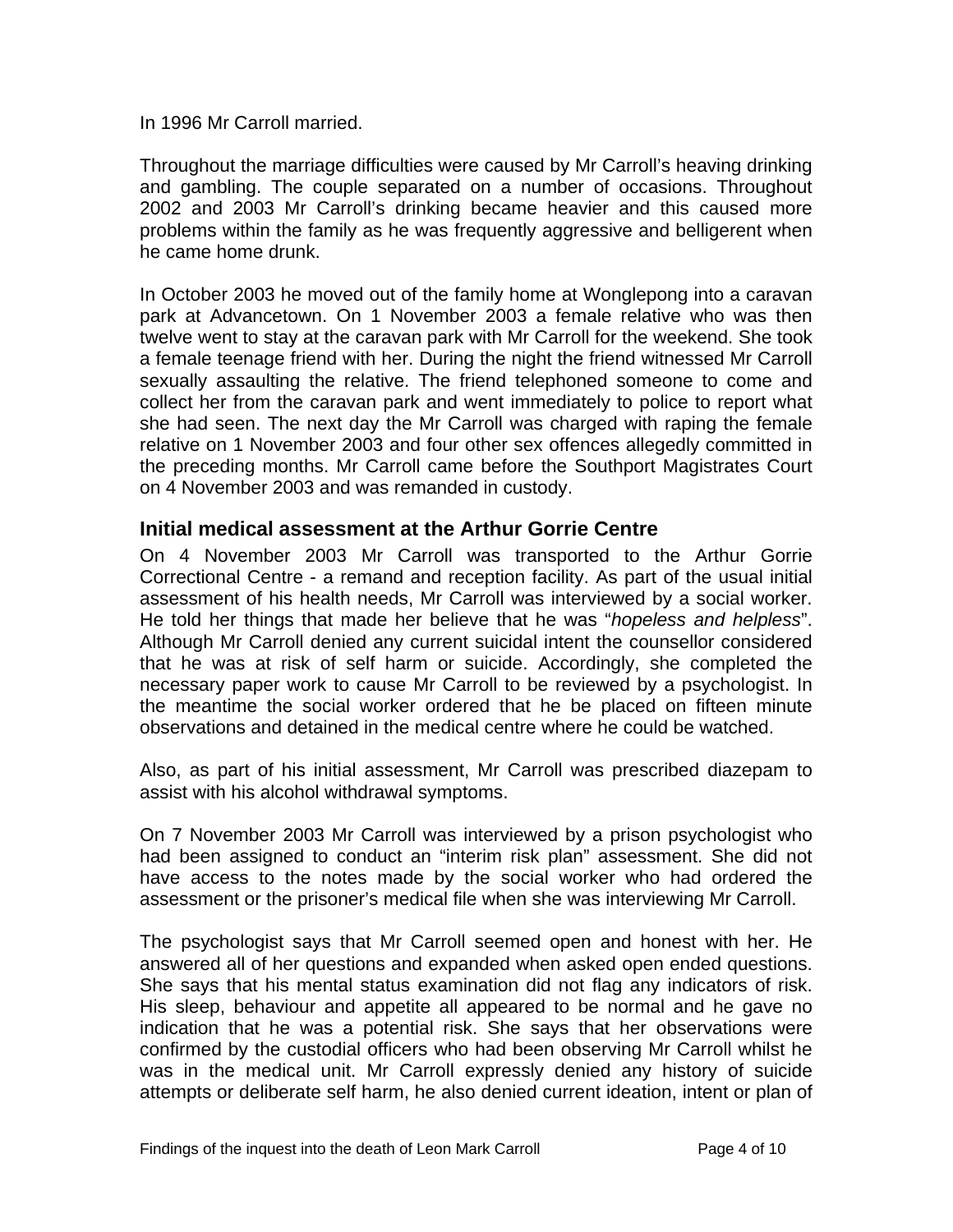In 1996 Mr Carroll married.

Throughout the marriage difficulties were caused by Mr Carroll's heaving drinking and gambling. The couple separated on a number of occasions. Throughout 2002 and 2003 Mr Carroll's drinking became heavier and this caused more problems within the family as he was frequently aggressive and belligerent when he came home drunk.

In October 2003 he moved out of the family home at Wonglepong into a caravan park at Advancetown. On 1 November 2003 a female relative who was then twelve went to stay at the caravan park with Mr Carroll for the weekend. She took a female teenage friend with her. During the night the friend witnessed Mr Carroll sexually assaulting the relative. The friend telephoned someone to come and collect her from the caravan park and went immediately to police to report what she had seen. The next day the Mr Carroll was charged with raping the female relative on 1 November 2003 and four other sex offences allegedly committed in the preceding months. Mr Carroll came before the Southport Magistrates Court on 4 November 2003 and was remanded in custody.

### Initial medical assessment at the Arthur Gorrie Centre

On 4 November 2003 Mr Carroll was transported to the Arthur Gorrie Correctional Centre - a remand and reception facility. As part of the usual initial assessment of his health needs, Mr Carroll was interviewed by a social worker. He told her things that made her believe that he was "*hopeless and helpless*". Although Mr Carroll denied any current suicidal intent the counsellor considered that he was at risk of self harm or suicide. Accordingly, she completed the necessary paper work to cause Mr Carroll to be reviewed by a psychologist. In the meantime the social worker ordered that he be placed on fifteen minute observations and detained in the medical centre where he could be watched.

Also, as part of his initial assessment, Mr Carroll was prescribed diazepam to assist with his alcohol withdrawal symptoms.

On 7 November 2003 Mr Carroll was interviewed by a prison psychologist who had been assigned to conduct an "interim risk plan" assessment. She did not have access to the notes made by the social worker who had ordered the assessment or the prisoner's medical file when she was interviewing Mr Carroll.

The psychologist says that Mr Carroll seemed open and honest with her. He answered all of her questions and expanded when asked open ended questions. She says that his mental status examination did not flag any indicators of risk. His sleep, behaviour and appetite all appeared to be normal and he gave no indication that he was a potential risk. She says that her observations were confirmed by the custodial officers who had been observing Mr Carroll whilst he was in the medical unit. Mr Carroll expressly denied any history of suicide attempts or deliberate self harm, he also denied current ideation, intent or plan of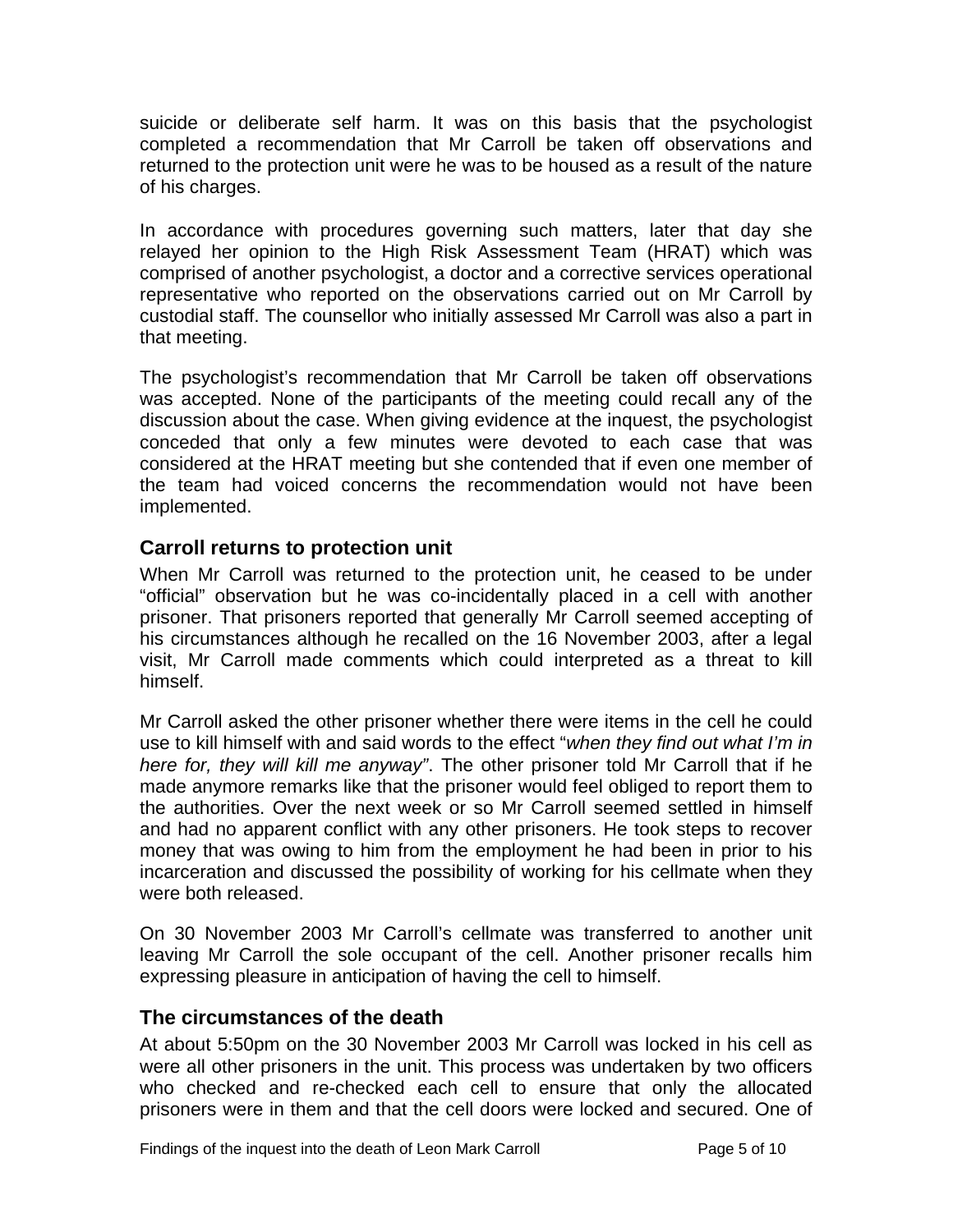suicide or deliberate self harm. It was on this basis that the psychologist completed a recommendation that Mr Carroll be taken off observations and returned to the protection unit were he was to be housed as a result of the nature of his charges.

In accordance with procedures governing such matters, later that day she relayed her opinion to the High Risk Assessment Team (HRAT) which was comprised of another psychologist, a doctor and a corrective services operational representative who reported on the observations carried out on Mr Carroll by custodial staff. The counsellor who initially assessed Mr Carroll was also a part in that meeting.

The psychologist's recommendation that Mr Carroll be taken off observations was accepted. None of the participants of the meeting could recall any of the discussion about the case. When giving evidence at the inquest, the psychologist conceded that only a few minutes were devoted to each case that was considered at the HRAT meeting but she contended that if even one member of the team had voiced concerns the recommendation would not have been implemented.

## Carroll returns to protection unit

When Mr Carroll was returned to the protection unit, he ceased to be under "official" observation but he was co-incidentally placed in a cell with another prisoner. That prisoners reported that generally Mr Carroll seemed accepting of his circumstances although he recalled on the 16 November 2003, after a legal visit, Mr Carroll made comments which could interpreted as a threat to kill himself.

Mr Carroll asked the other prisoner whether there were items in the cell he could use to kill himself with and said words to the effect "*when they find out what I'm in here for, they will kill me anyway*". The other prisoner told Mr Carroll that if he made anymore remarks like that the prisoner would feel obliged to report them to the authorities. Over the next week or so Mr Carroll seemed settled in himself and had no apparent conflict with any other prisoners. He took steps to recover money that was owing to him from the employment he had been in prior to his incarceration and discussed the possibility of working for his cellmate when they were both released.

On 30 November 2003 Mr Carroll's cellmate was transferred to another unit leaving Mr Carroll the sole occupant of the cell. Another prisoner recalls him expressing pleasure in anticipation of having the cell to himself.

## The circumstances of the death

At about 5:50pm on the 30 November 2003 Mr Carroll was locked in his cell as were all other prisoners in the unit. This process was undertaken by two officers who checked and re-checked each cell to ensure that only the allocated prisoners were in them and that the cell doors were locked and secured. One of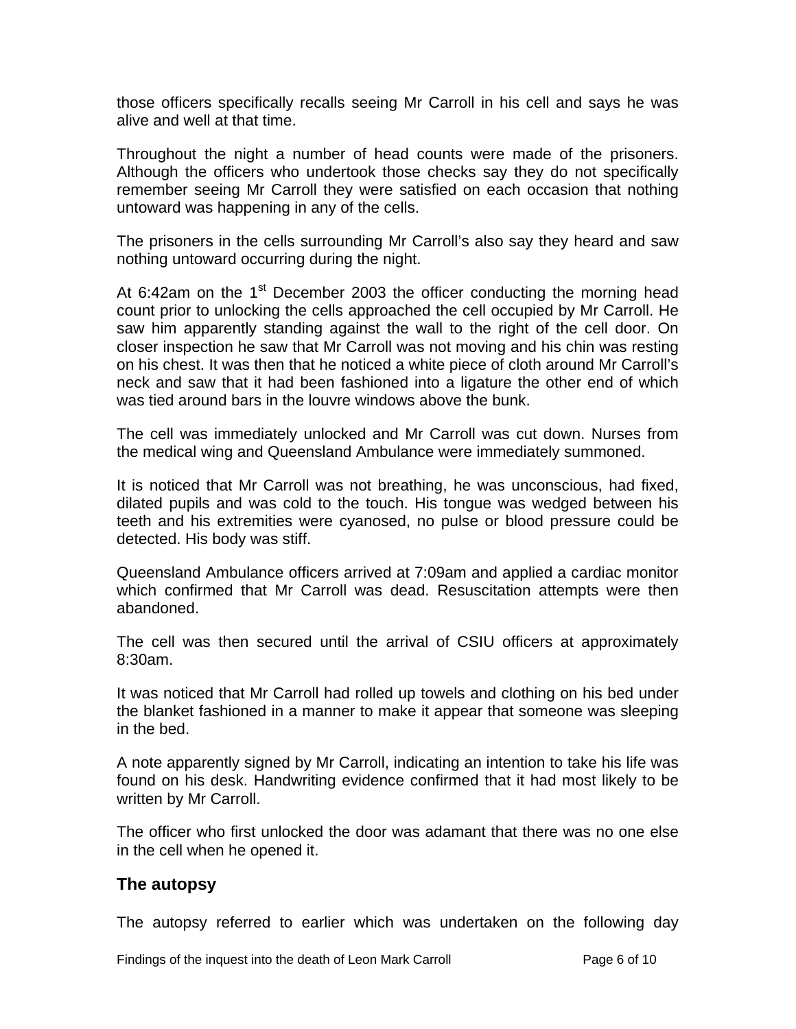those officers specifically recalls seeing Mr Carroll in his cell and says he was alive and well at that time.

Throughout the night a number of head counts were made of the prisoners. Although the officers who undertook those checks say they do not specifically remember seeing Mr Carroll they were satisfied on each occasion that nothing untoward was happening in any of the cells.

The prisoners in the cells surrounding Mr Carroll's also say they heard and saw nothing untoward occurring during the night.

At 6:42am on the 1st December 2003 the officer conducting the morning head count prior to unlocking the cells approached the cell occupied by Mr Carroll. He saw him apparently standing against the wall to the right of the cell door. On closer inspection he saw that Mr Carroll was not moving and his chin was resting on his chest. It was then that he noticed a white piece of cloth around Mr Carroll's neck and saw that it had been fashioned into a ligature the other end of which was tied around bars in the louvre windows above the bunk.

The cell was immediately unlocked and Mr Carroll was cut down. Nurses from the medical wing and Queensland Ambulance were immediately summoned.

It is noticed that Mr Carroll was not breathing, he was unconscious, had fixed, dilated pupils and was cold to the touch. His tongue was wedged between his teeth and his extremities were cyanosed, no pulse or blood pressure could be detected. His body was stiff.

Queensland Ambulance officers arrived at 7:09am and applied a cardiac monitor which confirmed that Mr Carroll was dead. Resuscitation attempts were then abandoned.

The cell was then secured until the arrival of CSIU officers at approximately 8:30am.

It was noticed that Mr Carroll had rolled up towels and clothing on his bed under the blanket fashioned in a manner to make it appear that someone was sleeping in the bed.

A note apparently signed by Mr Carroll, indicating an intention to take his life was found on his desk. Handwriting evidence confirmed that it had most likely to be written by Mr Carroll.

The officer who first unlocked the door was adamant that there was no one else in the cell when he opened it.

## The autopsy

The autopsy referred to earlier which was undertaken on the following day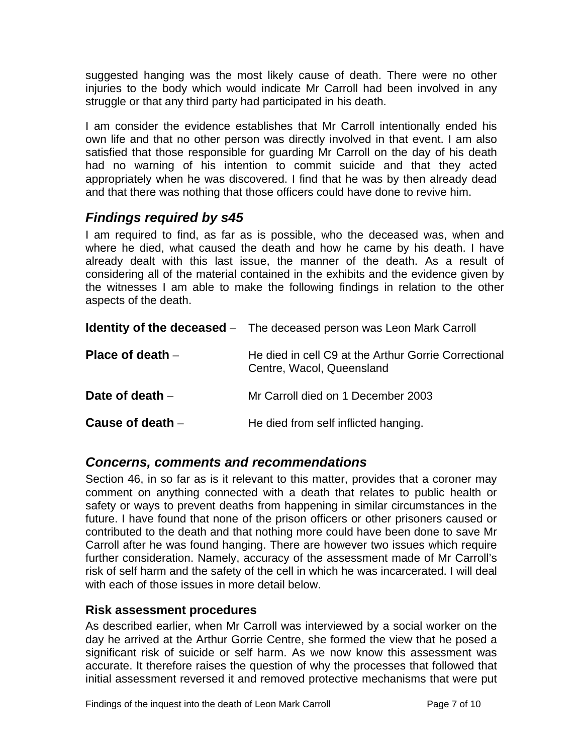suggested hanging was the most likely cause of death. There were no other injuries to the body which would indicate Mr Carroll had been involved in any struggle or that any third party had participated in his death.

I am consider the evidence establishes that Mr Carroll intentionally ended his own life and that no other person was directly involved in that event. I am also satisfied that those responsible for guarding Mr Carroll on the day of his death had no warning of his intention to commit suicide and that they acted appropriately when he was discovered. I find that he was by then already dead and that there was nothing that those officers could have done to revive him.

## *Findings required by s45*

I am required to find, as far as is possible, who the deceased was, when and where he died, what caused the death and how he came by his death. I have already dealt with this last issue, the manner of the death. As a result of considering all of the material contained in the exhibits and the evidence given by the witnesses I am able to make the following findings in relation to the other aspects of the death.

**Identity of the deceased** – The deceased person was Leon Mark Carroll

**Place of death** – He died in cell C9 at the Arthur Gorrie Correctional Centre, Wacol, Queensland

**Date of death** – Mr Carroll died on 1 December 2003

**Cause of death** – He died from self inflicted hanging.

## *Concerns, comments and recommendations*

Section 46, in so far as is it relevant to this matter, provides that a coroner may comment on anything connected with a death that relates to public health or safety or ways to prevent deaths from happening in similar circumstances in the future. I have found that none of the prison officers or other prisoners caused or contributed to the death and that nothing more could have been done to save Mr Carroll after he was found hanging. There are however two issues which require further consideration. Namely, accuracy of the assessment made of Mr Carroll's risk of self harm and the safety of the cell in which he was incarcerated. I will deal with each of those issues in more detail below.

### Risk assessment procedures

As described earlier, when Mr Carroll was interviewed by a social worker on the day he arrived at the Arthur Gorrie Centre, she formed the view that he posed a significant risk of suicide or self harm. As we now know this assessment was accurate. It therefore raises the question of why the processes that followed that initial assessment reversed it and removed protective mechanisms that were put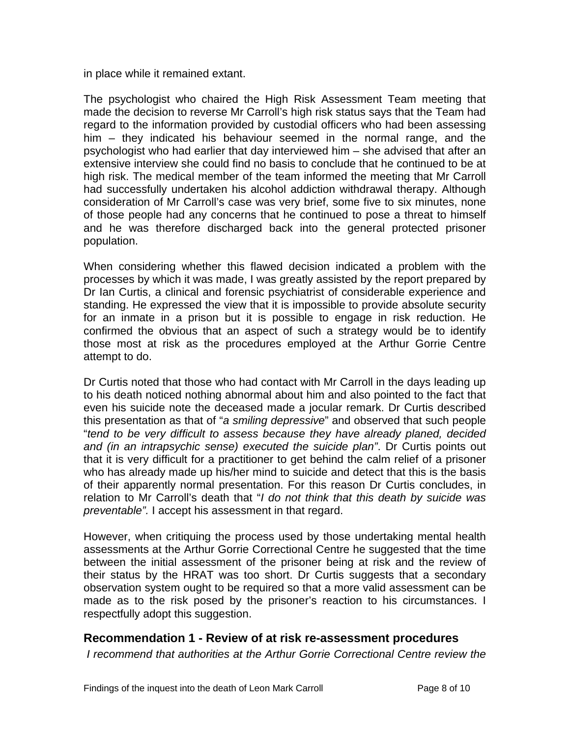in place while it remained extant.

The psychologist who chaired the High Risk Assessment Team meeting that made the decision to reverse Mr Carroll's high risk status says that the Team had regard to the information provided by custodial officers who had been assessing him – they indicated his behaviour seemed in the normal range, and the psychologist who had earlier that day interviewed him – she advised that after an extensive interview she could find no basis to conclude that he continued to be at high risk. The medical member of the team informed the meeting that Mr Carroll had successfully undertaken his alcohol addiction withdrawal therapy. Although consideration of Mr Carroll's case was very brief, some five to six minutes, none of those people had any concerns that he continued to pose a threat to himself and he was therefore discharged back into the general protected prisoner population.

When considering whether this flawed decision indicated a problem with the processes by which it was made, I was greatly assisted by the report prepared by Dr Ian Curtis, a clinical and forensic psychiatrist of considerable experience and standing. He expressed the view that it is impossible to provide absolute security for an inmate in a prison but it is possible to engage in risk reduction. He confirmed the obvious that an aspect of such a strategy would be to identify those most at risk as the procedures employed at the Arthur Gorrie Centre attempt to do.

Dr Curtis noted that those who had contact with Mr Carroll in the days leading up to his death noticed nothing abnormal about him and also pointed to the fact that even his suicide note the deceased made a jocular remark. Dr Curtis described this presentation as that of "*a smiling depressive*" and observed that such people "*tend to be very difficult to assess because they have already planed, decided and (in an intrapsychic sense) executed the suicide plan"*. Dr Curtis points out that it is very difficult for a practitioner to get behind the calm relief of a prisoner who has already made up his/her mind to suicide and detect that this is the basis of their apparently normal presentation. For this reason Dr Curtis concludes, in relation to Mr Carroll's death that "*I do not think that this death by suicide was preventable".* I accept his assessment in that regard.

However, when critiquing the process used by those undertaking mental health assessments at the Arthur Gorrie Correctional Centre he suggested that the time between the initial assessment of the prisoner being at risk and the review of their status by the HRAT was too short. Dr Curtis suggests that a secondary observation system ought to be required so that a more valid assessment can be made as to the risk posed by the prisoner's reaction to his circumstances. I respectfully adopt this suggestion.

## Recommendation 1 - Review of at risk re-assessment procedures

*I recommend that authorities at the Arthur Gorrie Correctional Centre review the*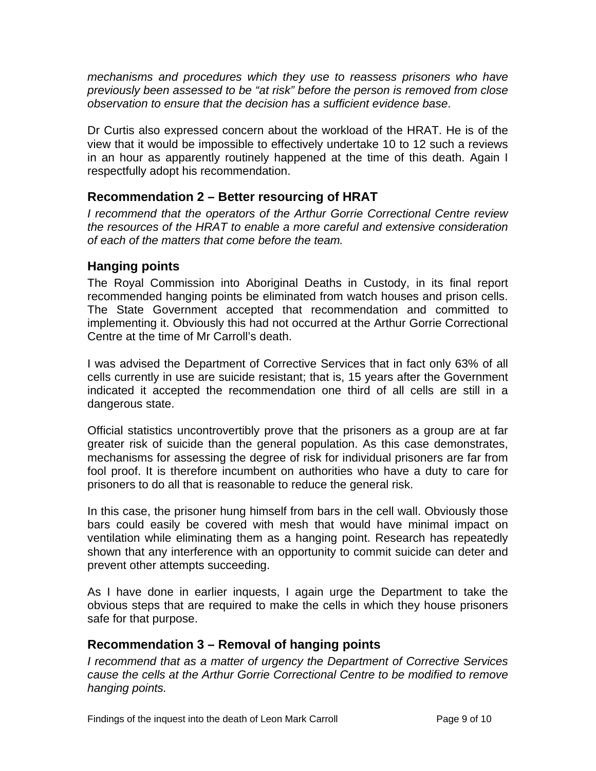*mechanisms and procedures which they use to reassess prisoners who have previously been assessed to be "at risk" before the person is removed from close observation to ensure that the decision has a sufficient evidence base*.

Dr Curtis also expressed concern about the workload of the HRAT. He is of the view that it would be impossible to effectively undertake 10 to 12 such a reviews in an hour as apparently routinely happened at the time of this death. Again I respectfully adopt his recommendation.

## Recommendation 2 – Better resourcing of HRAT

*I recommend that the operators of the Arthur Gorrie Correctional Centre review the resources of the HRAT to enable a more careful and extensive consideration of each of the matters that come before the team.*

## Hanging points

The Royal Commission into Aboriginal Deaths in Custody, in its final report recommended hanging points be eliminated from watch houses and prison cells. The State Government accepted that recommendation and committed to implementing it. Obviously this had not occurred at the Arthur Gorrie Correctional Centre at the time of Mr Carroll's death.

I was advised the Department of Corrective Services that in fact only 63% of all cells currently in use are suicide resistant; that is, 15 years after the Government indicated it accepted the recommendation one third of all cells are still in a dangerous state.

Official statistics uncontrovertibly prove that the prisoners as a group are at far greater risk of suicide than the general population. As this case demonstrates, mechanisms for assessing the degree of risk for individual prisoners are far from fool proof. It is therefore incumbent on authorities who have a duty to care for prisoners to do all that is reasonable to reduce the general risk.

In this case, the prisoner hung himself from bars in the cell wall. Obviously those bars could easily be covered with mesh that would have minimal impact on ventilation while eliminating them as a hanging point. Research has repeatedly shown that any interference with an opportunity to commit suicide can deter and prevent other attempts succeeding.

As I have done in earlier inquests, I again urge the Department to take the obvious steps that are required to make the cells in which they house prisoners safe for that purpose.

## Recommendation 3 – Removal of hanging points

*I recommend that as a matter of urgency the Department of Corrective Services cause the cells at the Arthur Gorrie Correctional Centre to be modified to remove hanging points.*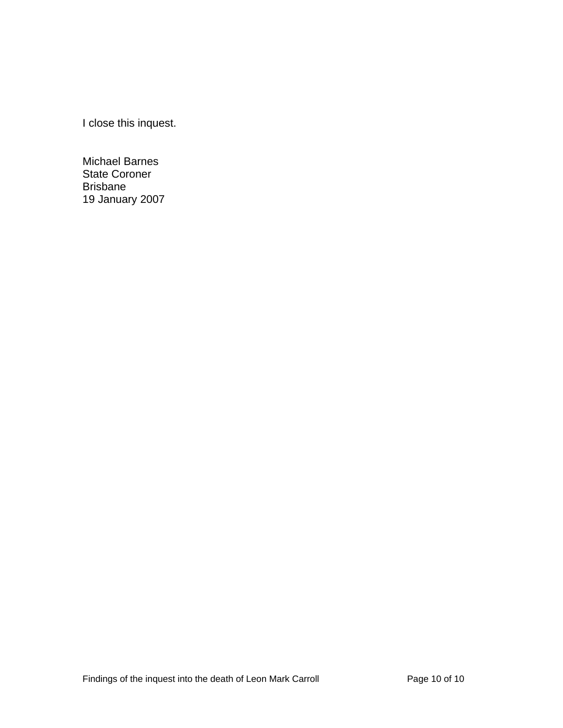I close this inquest.

Michael Barnes
State Coroner
Brisbane
19 January 2007